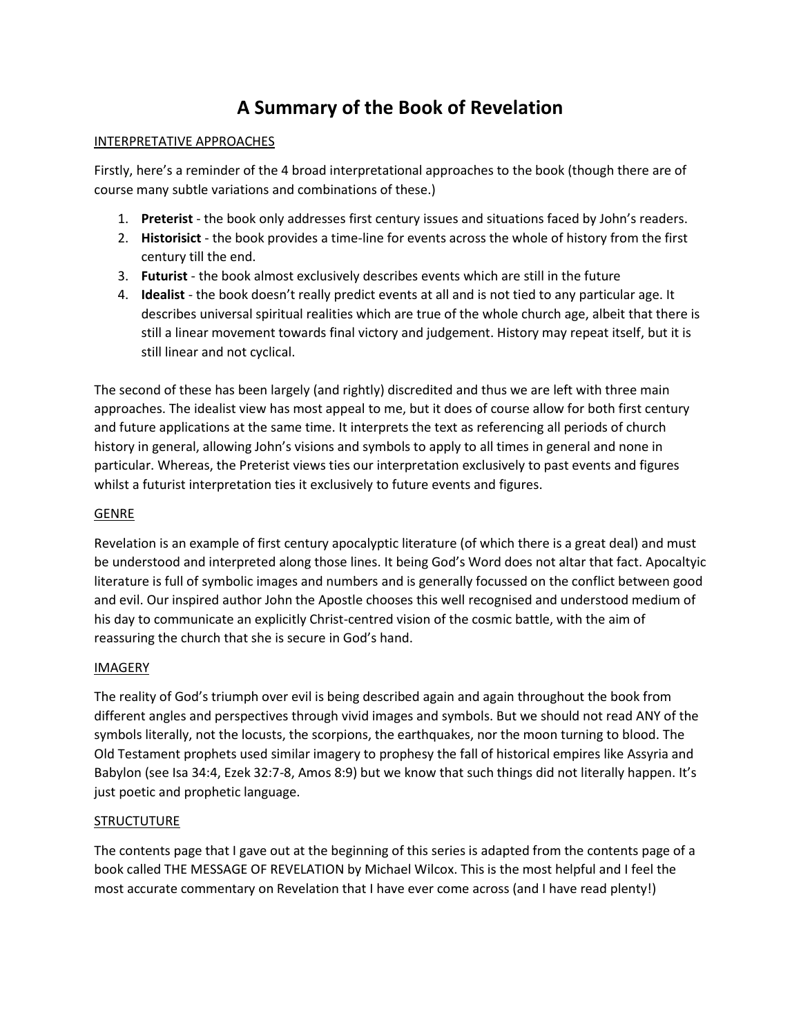# A Summary of the Book of Revelation

INTERPRETATIVE APPROACHES

Firstly, here's a reminder of the 4 broad interpretational approaches to the book (though there are of course many subtle variations and combinations of these.)

1. **Preterist** - the book only addresses first century issues and situations faced by John's readers.
2. **Historisict** - the book provides a time-line for events across the whole of history from the first century till the end.
3. **Futurist** - the book almost exclusively describes events which are still in the future
4. **Idealist** - the book doesn't really predict events at all and is not tied to any particular age. It describes universal spiritual realities which are true of the whole church age, albeit that there is still a linear movement towards final victory and judgement. History may repeat itself, but it is still linear and not cyclical.

The second of these has been largely (and rightly) discredited and thus we are left with three main approaches. The idealist view has most appeal to me, but it does of course allow for both first century and future applications at the same time. It interprets the text as referencing all periods of church history in general, allowing John's visions and symbols to apply to all times in general and none in particular. Whereas, the Preterist views ties our interpretation exclusively to past events and figures whilst a futurist interpretation ties it exclusively to future events and figures.

GENRE

Revelation is an example of first century apocalyptic literature (of which there is a great deal) and must be understood and interpreted along those lines. It being God's Word does not altar that fact. Apocaltyic literature is full of symbolic images and numbers and is generally focussed on the conflict between good and evil. Our inspired author John the Apostle chooses this well recognised and understood medium of his day to communicate an explicitly Christ-centred vision of the cosmic battle, with the aim of reassuring the church that she is secure in God's hand.

IMAGERY

The reality of God's triumph over evil is being described again and again throughout the book from different angles and perspectives through vivid images and symbols. But we should not read ANY of the symbols literally, not the locusts, the scorpions, the earthquakes, nor the moon turning to blood. The Old Testament prophets used similar imagery to prophesy the fall of historical empires like Assyria and Babylon (see Isa 34:4, Ezek 32:7-8, Amos 8:9) but we know that such things did not literally happen. It's just poetic and prophetic language.

STRUCTUTURE

The contents page that I gave out at the beginning of this series is adapted from the contents page of a book called THE MESSAGE OF REVELATION by Michael Wilcox. This is the most helpful and I feel the most accurate commentary on Revelation that I have ever come across (and I have read plenty!)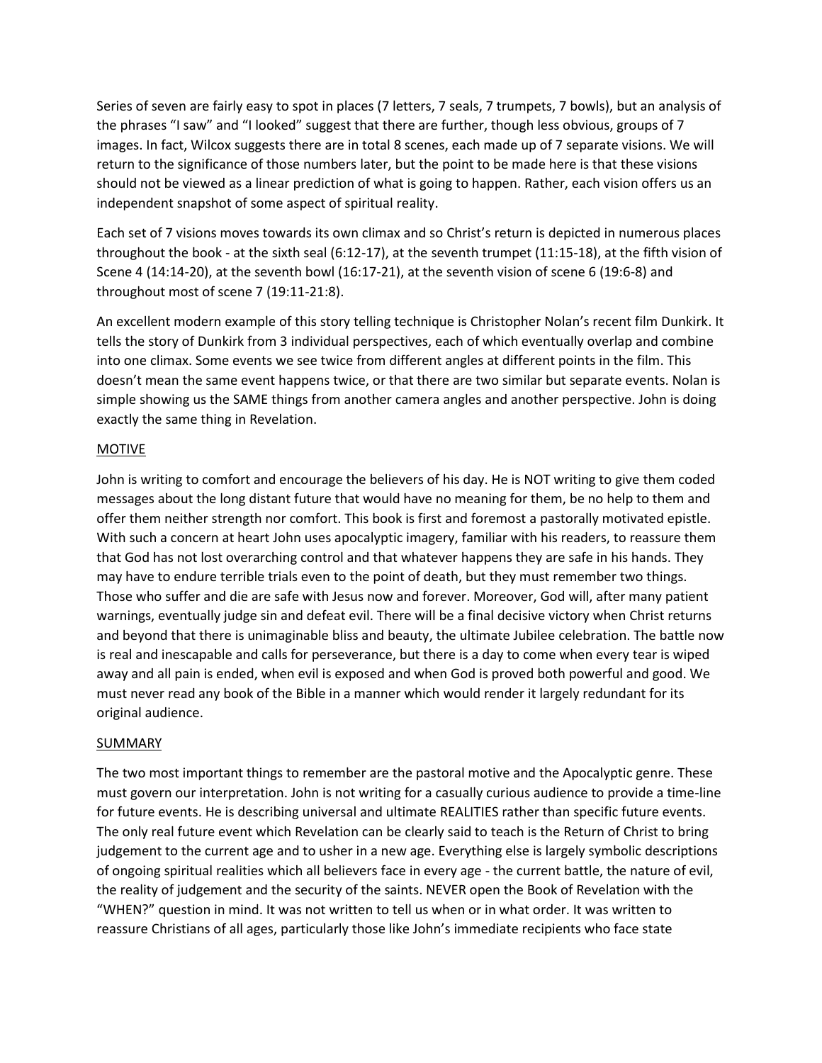Series of seven are fairly easy to spot in places (7 letters, 7 seals, 7 trumpets, 7 bowls), but an analysis of the phrases “I saw” and “I looked” suggest that there are further, though less obvious, groups of 7 images. In fact, Wilcox suggests there are in total 8 scenes, each made up of 7 separate visions. We will return to the significance of those numbers later, but the point to be made here is that these visions should not be viewed as a linear prediction of what is going to happen. Rather, each vision offers us an independent snapshot of some aspect of spiritual reality.

Each set of 7 visions moves towards its own climax and so Christ’s return is depicted in numerous places throughout the book - at the sixth seal (6:12-17), at the seventh trumpet (11:15-18), at the fifth vision of Scene 4 (14:14-20), at the seventh bowl (16:17-21), at the seventh vision of scene 6 (19:6-8) and throughout most of scene 7 (19:11-21:8).

An excellent modern example of this story telling technique is Christopher Nolan’s recent film Dunkirk. It tells the story of Dunkirk from 3 individual perspectives, each of which eventually overlap and combine into one climax. Some events we see twice from different angles at different points in the film. This doesn’t mean the same event happens twice, or that there are two similar but separate events. Nolan is simple showing us the SAME things from another camera angles and another perspective. John is doing exactly the same thing in Revelation.

## MOTIVE

John is writing to comfort and encourage the believers of his day. He is NOT writing to give them coded messages about the long distant future that would have no meaning for them, be no help to them and offer them neither strength nor comfort. This book is first and foremost a pastorally motivated epistle. With such a concern at heart John uses apocalyptic imagery, familiar with his readers, to reassure them that God has not lost overarching control and that whatever happens they are safe in his hands. They may have to endure terrible trials even to the point of death, but they must remember two things. Those who suffer and die are safe with Jesus now and forever. Moreover, God will, after many patient warnings, eventually judge sin and defeat evil. There will be a final decisive victory when Christ returns and beyond that there is unimaginable bliss and beauty, the ultimate Jubilee celebration. The battle now is real and inescapable and calls for perseverance, but there is a day to come when every tear is wiped away and all pain is ended, when evil is exposed and when God is proved both powerful and good. We must never read any book of the Bible in a manner which would render it largely redundant for its original audience.

## SUMMARY

The two most important things to remember are the pastoral motive and the Apocalyptic genre. These must govern our interpretation. John is not writing for a casually curious audience to provide a time-line for future events. He is describing universal and ultimate REALITIES rather than specific future events. The only real future event which Revelation can be clearly said to teach is the Return of Christ to bring judgement to the current age and to usher in a new age. Everything else is largely symbolic descriptions of ongoing spiritual realities which all believers face in every age - the current battle, the nature of evil, the reality of judgement and the security of the saints. NEVER open the Book of Revelation with the “WHEN?” question in mind. It was not written to tell us when or in what order. It was written to reassure Christians of all ages, particularly those like John’s immediate recipients who face state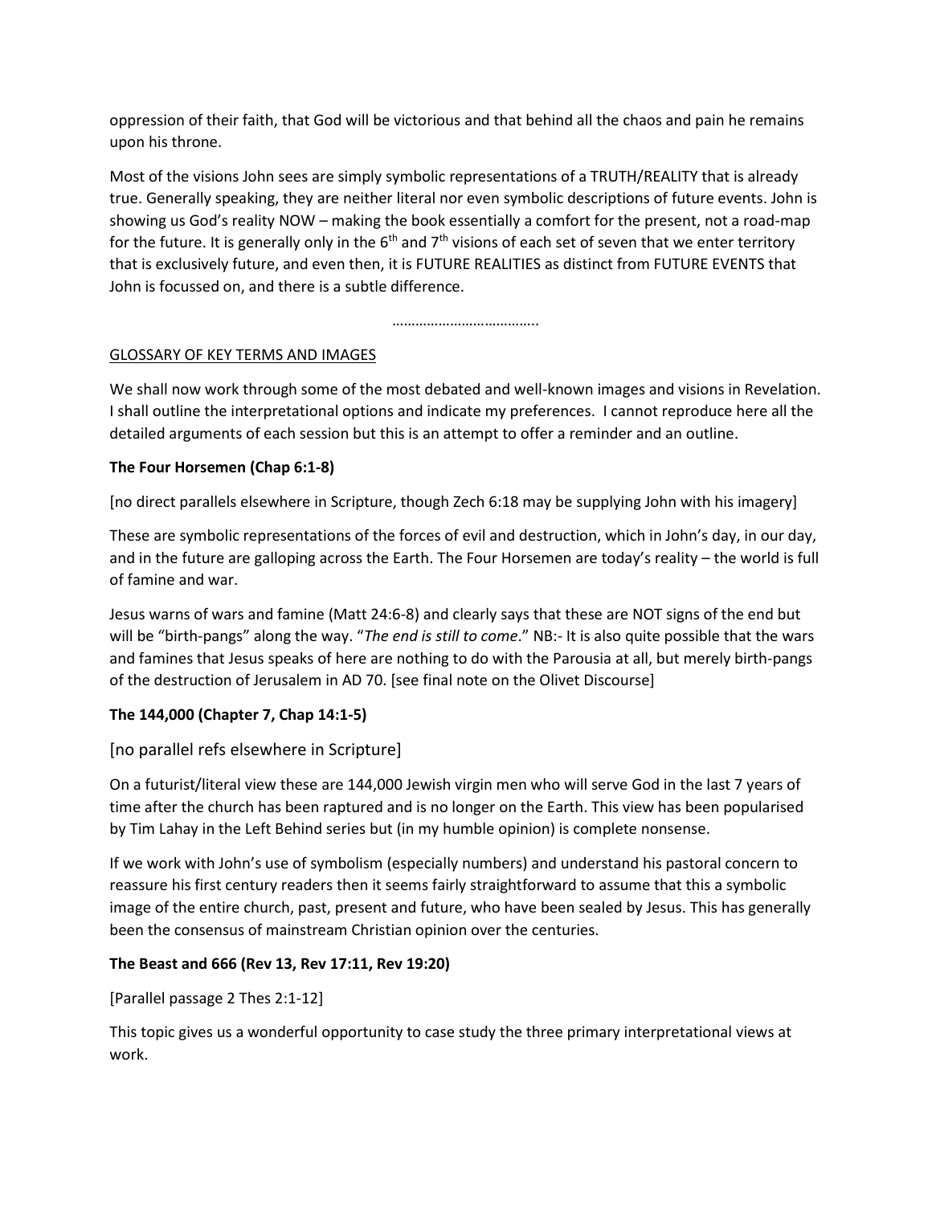oppression of their faith, that God will be victorious and that behind all the chaos and pain he remains upon his throne.

Most of the visions John sees are simply symbolic representations of a TRUTH/REALITY that is already true. Generally speaking, they are neither literal nor even symbolic descriptions of future events. John is showing us God's reality NOW – making the book essentially a comfort for the present, not a road-map for the future. It is generally only in the 6th and 7th visions of each set of seven that we enter territory that is exclusively future, and even then, it is FUTURE REALITIES as distinct from FUTURE EVENTS that John is focussed on, and there is a subtle difference.

………………………………..

GLOSSARY OF KEY TERMS AND IMAGES

We shall now work through some of the most debated and well-known images and visions in Revelation. I shall outline the interpretational options and indicate my preferences. I cannot reproduce here all the detailed arguments of each session but this is an attempt to offer a reminder and an outline.

**The Four Horsemen (Chap 6:1-8)**

[no direct parallels elsewhere in Scripture, though Zech 6:18 may be supplying John with his imagery]

These are symbolic representations of the forces of evil and destruction, which in John's day, in our day, and in the future are galloping across the Earth. The Four Horsemen are today's reality – the world is full of famine and war.

Jesus warns of wars and famine (Matt 24:6-8) and clearly says that these are NOT signs of the end but will be "birth-pangs" along the way. "*The end is still to come*." NB:- It is also quite possible that the wars and famines that Jesus speaks of here are nothing to do with the Parousia at all, but merely birth-pangs of the destruction of Jerusalem in AD 70. [see final note on the Olivet Discourse]

**The 144,000 (Chapter 7, Chap 14:1-5)**

[no parallel refs elsewhere in Scripture]

On a futurist/literal view these are 144,000 Jewish virgin men who will serve God in the last 7 years of time after the church has been raptured and is no longer on the Earth. This view has been popularised by Tim Lahay in the Left Behind series but (in my humble opinion) is complete nonsense.

If we work with John's use of symbolism (especially numbers) and understand his pastoral concern to reassure his first century readers then it seems fairly straightforward to assume that this a symbolic image of the entire church, past, present and future, who have been sealed by Jesus. This has generally been the consensus of mainstream Christian opinion over the centuries.

**The Beast and 666 (Rev 13, Rev 17:11, Rev 19:20)**

[Parallel passage 2 Thes 2:1-12]

This topic gives us a wonderful opportunity to case study the three primary interpretational views at work.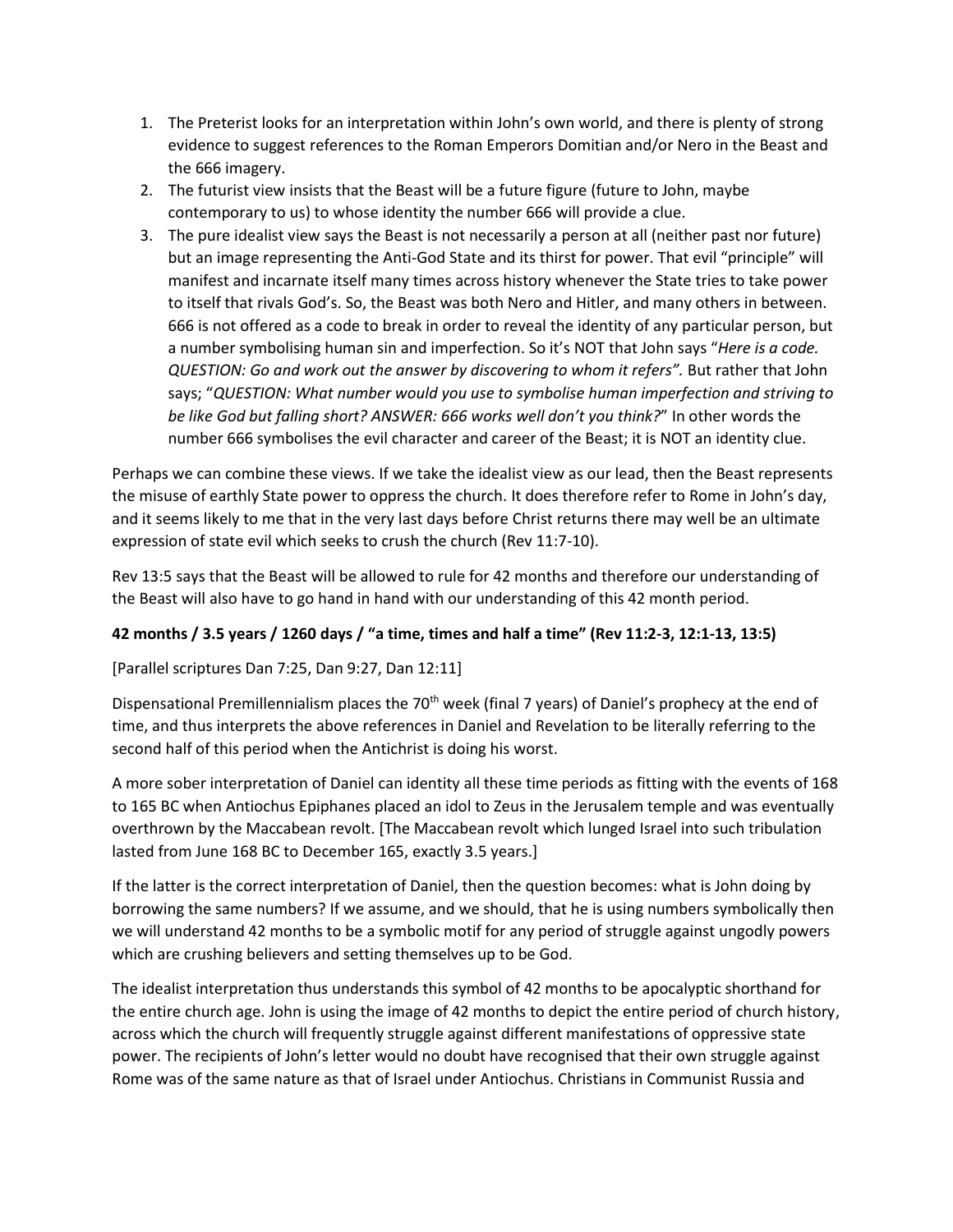1. The Preterist looks for an interpretation within John's own world, and there is plenty of strong evidence to suggest references to the Roman Emperors Domitian and/or Nero in the Beast and the 666 imagery.
2. The futurist view insists that the Beast will be a future figure (future to John, maybe contemporary to us) to whose identity the number 666 will provide a clue.
3. The pure idealist view says the Beast is not necessarily a person at all (neither past nor future) but an image representing the Anti-God State and its thirst for power. That evil "principle" will manifest and incarnate itself many times across history whenever the State tries to take power to itself that rivals God's. So, the Beast was both Nero and Hitler, and many others in between. 666 is not offered as a code to break in order to reveal the identity of any particular person, but a number symbolising human sin and imperfection. So it's NOT that John says "*Here is a code. QUESTION: Go and work out the answer by discovering to whom it refers".* But rather that John says; "*QUESTION: What number would you use to symbolise human imperfection and striving to be like God but falling short? ANSWER: 666 works well don't you think?*" In other words the number 666 symbolises the evil character and career of the Beast; it is NOT an identity clue.

Perhaps we can combine these views. If we take the idealist view as our lead, then the Beast represents the misuse of earthly State power to oppress the church. It does therefore refer to Rome in John's day, and it seems likely to me that in the very last days before Christ returns there may well be an ultimate expression of state evil which seeks to crush the church (Rev 11:7-10).

Rev 13:5 says that the Beast will be allowed to rule for 42 months and therefore our understanding of the Beast will also have to go hand in hand with our understanding of this 42 month period.

**42 months / 3.5 years / 1260 days / "a time, times and half a time" (Rev 11:2-3, 12:1-13, 13:5)**

[Parallel scriptures Dan 7:25, Dan 9:27, Dan 12:11]

Dispensational Premillennialism places the 70th week (final 7 years) of Daniel's prophecy at the end of time, and thus interprets the above references in Daniel and Revelation to be literally referring to the second half of this period when the Antichrist is doing his worst.

A more sober interpretation of Daniel can identity all these time periods as fitting with the events of 168 to 165 BC when Antiochus Epiphanes placed an idol to Zeus in the Jerusalem temple and was eventually overthrown by the Maccabean revolt. [The Maccabean revolt which lunged Israel into such tribulation lasted from June 168 BC to December 165, exactly 3.5 years.]

If the latter is the correct interpretation of Daniel, then the question becomes: what is John doing by borrowing the same numbers? If we assume, and we should, that he is using numbers symbolically then we will understand 42 months to be a symbolic motif for any period of struggle against ungodly powers which are crushing believers and setting themselves up to be God.

The idealist interpretation thus understands this symbol of 42 months to be apocalyptic shorthand for the entire church age. John is using the image of 42 months to depict the entire period of church history, across which the church will frequently struggle against different manifestations of oppressive state power. The recipients of John's letter would no doubt have recognised that their own struggle against Rome was of the same nature as that of Israel under Antiochus. Christians in Communist Russia and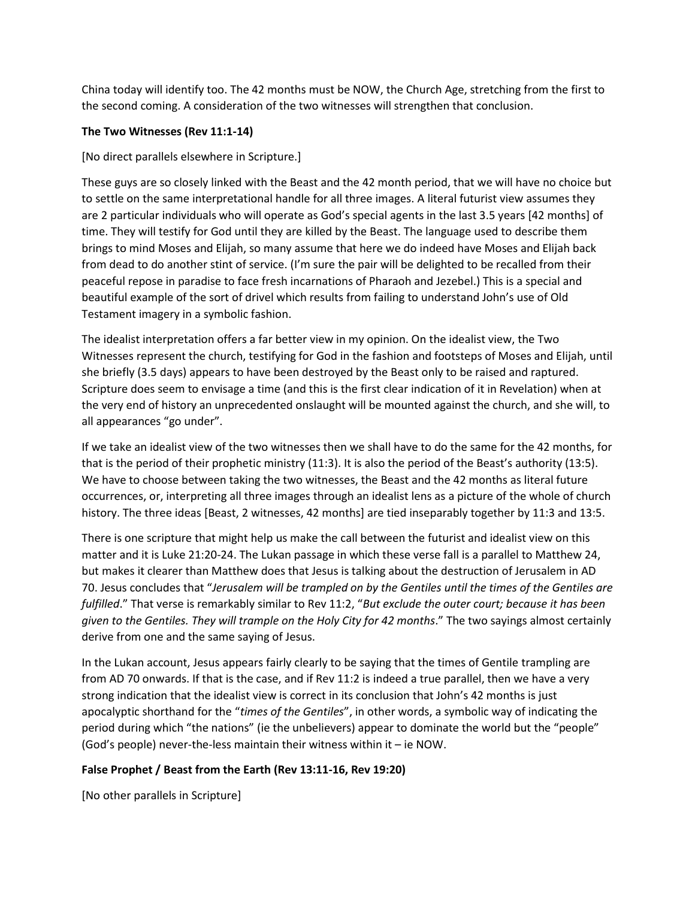China today will identify too. The 42 months must be NOW, the Church Age, stretching from the first to the second coming. A consideration of the two witnesses will strengthen that conclusion.

**The Two Witnesses (Rev 11:1-14)**

[No direct parallels elsewhere in Scripture.]

These guys are so closely linked with the Beast and the 42 month period, that we will have no choice but to settle on the same interpretational handle for all three images. A literal futurist view assumes they are 2 particular individuals who will operate as God's special agents in the last 3.5 years [42 months] of time. They will testify for God until they are killed by the Beast. The language used to describe them brings to mind Moses and Elijah, so many assume that here we do indeed have Moses and Elijah back from dead to do another stint of service. (I'm sure the pair will be delighted to be recalled from their peaceful repose in paradise to face fresh incarnations of Pharaoh and Jezebel.) This is a special and beautiful example of the sort of drivel which results from failing to understand John's use of Old Testament imagery in a symbolic fashion.

The idealist interpretation offers a far better view in my opinion. On the idealist view, the Two Witnesses represent the church, testifying for God in the fashion and footsteps of Moses and Elijah, until she briefly (3.5 days) appears to have been destroyed by the Beast only to be raised and raptured. Scripture does seem to envisage a time (and this is the first clear indication of it in Revelation) when at the very end of history an unprecedented onslaught will be mounted against the church, and she will, to all appearances "go under".

If we take an idealist view of the two witnesses then we shall have to do the same for the 42 months, for that is the period of their prophetic ministry (11:3). It is also the period of the Beast's authority (13:5). We have to choose between taking the two witnesses, the Beast and the 42 months as literal future occurrences, or, interpreting all three images through an idealist lens as a picture of the whole of church history. The three ideas [Beast, 2 witnesses, 42 months] are tied inseparably together by 11:3 and 13:5.

There is one scripture that might help us make the call between the futurist and idealist view on this matter and it is Luke 21:20-24. The Lukan passage in which these verse fall is a parallel to Matthew 24, but makes it clearer than Matthew does that Jesus is talking about the destruction of Jerusalem in AD 70. Jesus concludes that "*Jerusalem will be trampled on by the Gentiles until the times of the Gentiles are fulfilled*." That verse is remarkably similar to Rev 11:2, "*But exclude the outer court; because it has been given to the Gentiles. They will trample on the Holy City for 42 months*." The two sayings almost certainly derive from one and the same saying of Jesus.

In the Lukan account, Jesus appears fairly clearly to be saying that the times of Gentile trampling are from AD 70 onwards. If that is the case, and if Rev 11:2 is indeed a true parallel, then we have a very strong indication that the idealist view is correct in its conclusion that John's 42 months is just apocalyptic shorthand for the "*times of the Gentiles*", in other words, a symbolic way of indicating the period during which "the nations" (ie the unbelievers) appear to dominate the world but the "people" (God's people) never-the-less maintain their witness within it – ie NOW.

**False Prophet / Beast from the Earth (Rev 13:11-16, Rev 19:20)**

[No other parallels in Scripture]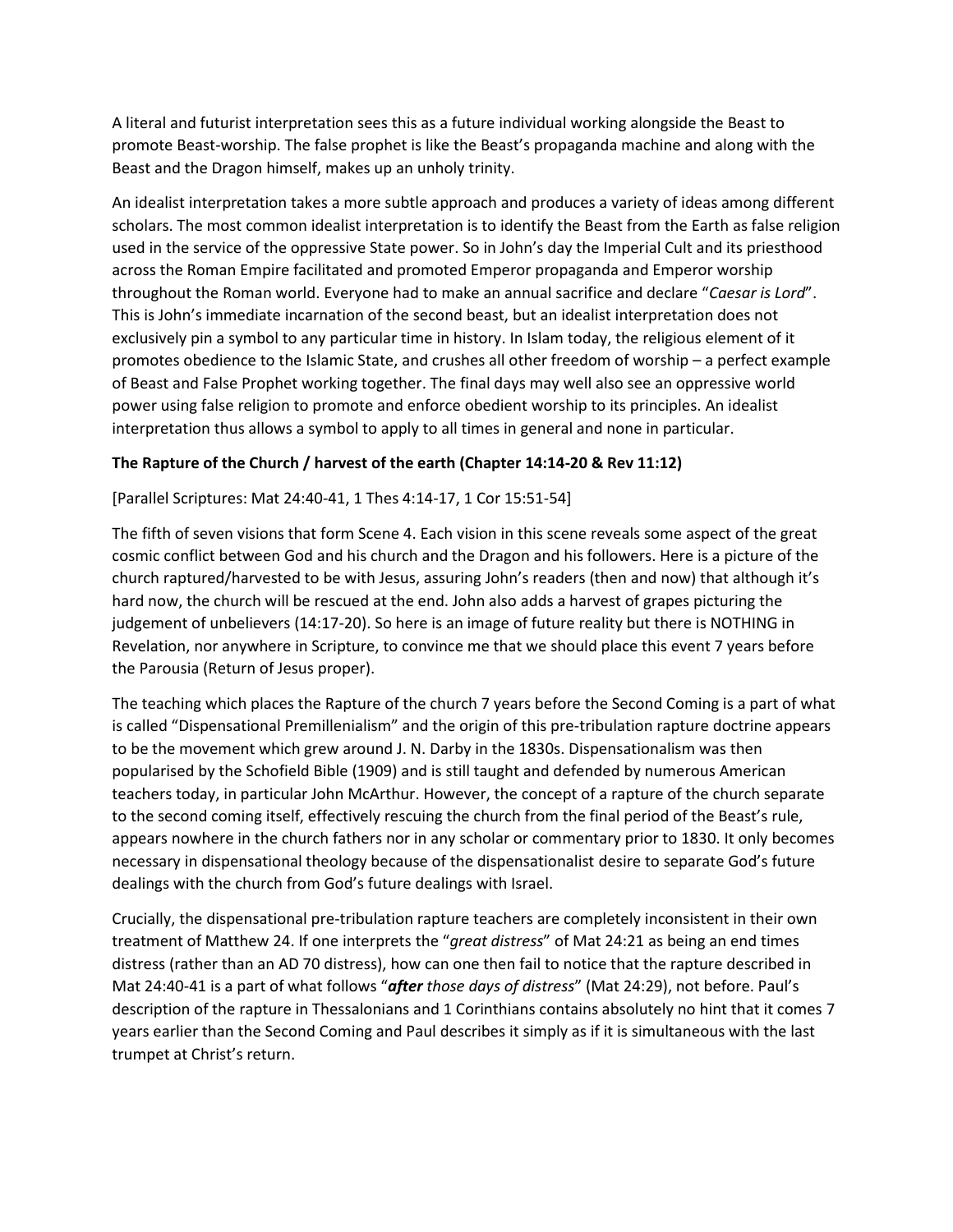A literal and futurist interpretation sees this as a future individual working alongside the Beast to promote Beast-worship. The false prophet is like the Beast's propaganda machine and along with the Beast and the Dragon himself, makes up an unholy trinity.

An idealist interpretation takes a more subtle approach and produces a variety of ideas among different scholars. The most common idealist interpretation is to identify the Beast from the Earth as false religion used in the service of the oppressive State power. So in John's day the Imperial Cult and its priesthood across the Roman Empire facilitated and promoted Emperor propaganda and Emperor worship throughout the Roman world. Everyone had to make an annual sacrifice and declare "*Caesar is Lord*". This is John's immediate incarnation of the second beast, but an idealist interpretation does not exclusively pin a symbol to any particular time in history. In Islam today, the religious element of it promotes obedience to the Islamic State, and crushes all other freedom of worship – a perfect example of Beast and False Prophet working together. The final days may well also see an oppressive world power using false religion to promote and enforce obedient worship to its principles. An idealist interpretation thus allows a symbol to apply to all times in general and none in particular.

**The Rapture of the Church / harvest of the earth (Chapter 14:14-20 & Rev 11:12)**

[Parallel Scriptures: Mat 24:40-41, 1 Thes 4:14-17, 1 Cor 15:51-54]

The fifth of seven visions that form Scene 4. Each vision in this scene reveals some aspect of the great cosmic conflict between God and his church and the Dragon and his followers. Here is a picture of the church raptured/harvested to be with Jesus, assuring John's readers (then and now) that although it's hard now, the church will be rescued at the end. John also adds a harvest of grapes picturing the judgement of unbelievers (14:17-20). So here is an image of future reality but there is NOTHING in Revelation, nor anywhere in Scripture, to convince me that we should place this event 7 years before the Parousia (Return of Jesus proper).

The teaching which places the Rapture of the church 7 years before the Second Coming is a part of what is called "Dispensational Premillenialism" and the origin of this pre-tribulation rapture doctrine appears to be the movement which grew around J. N. Darby in the 1830s. Dispensationalism was then popularised by the Schofield Bible (1909) and is still taught and defended by numerous American teachers today, in particular John McArthur. However, the concept of a rapture of the church separate to the second coming itself, effectively rescuing the church from the final period of the Beast's rule, appears nowhere in the church fathers nor in any scholar or commentary prior to 1830. It only becomes necessary in dispensational theology because of the dispensationalist desire to separate God's future dealings with the church from God's future dealings with Israel.

Crucially, the dispensational pre-tribulation rapture teachers are completely inconsistent in their own treatment of Matthew 24. If one interprets the "*great distress*" of Mat 24:21 as being an end times distress (rather than an AD 70 distress), how can one then fail to notice that the rapture described in Mat 24:40-41 is a part of what follows "***after** those days of distress*" (Mat 24:29), not before. Paul's description of the rapture in Thessalonians and 1 Corinthians contains absolutely no hint that it comes 7 years earlier than the Second Coming and Paul describes it simply as if it is simultaneous with the last trumpet at Christ's return.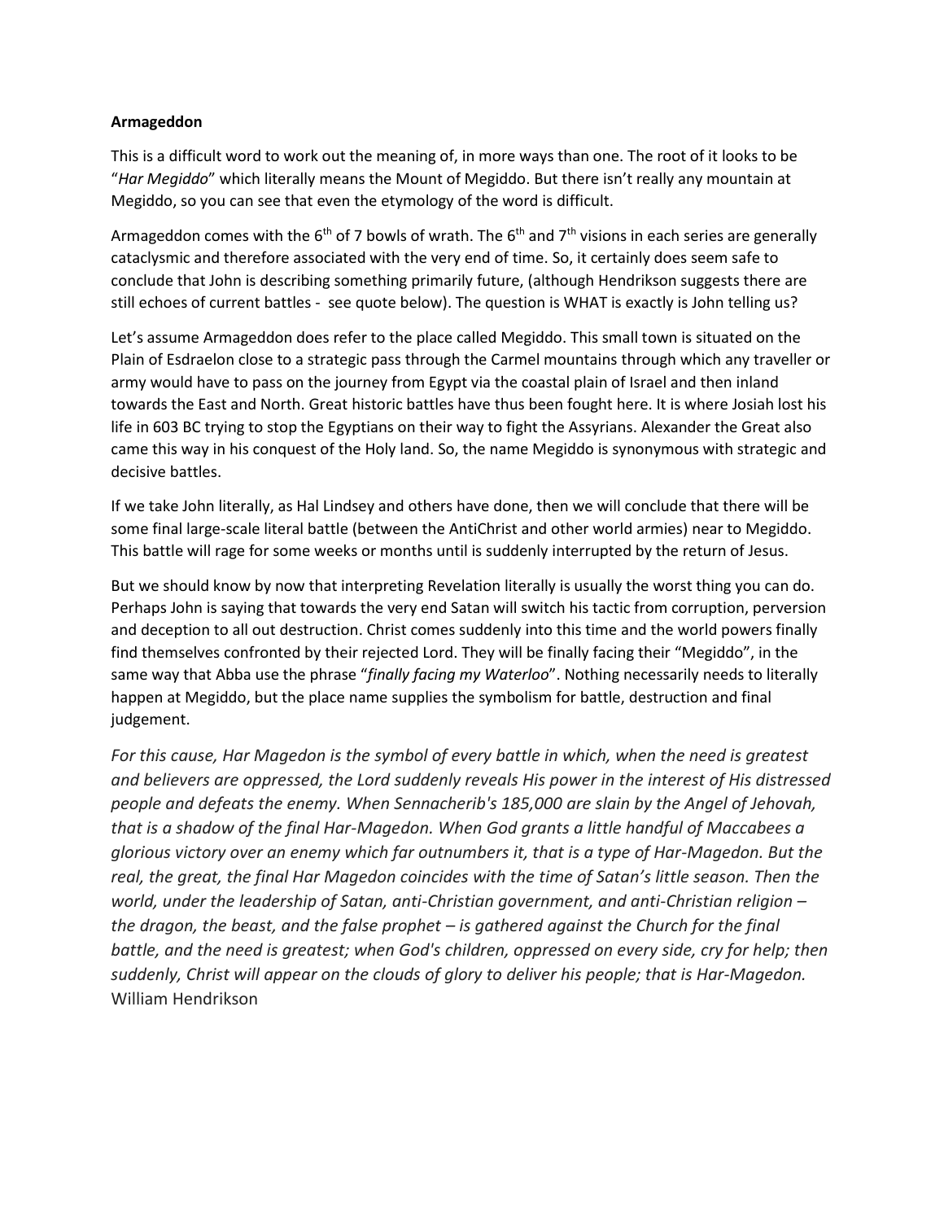**Armageddon**

This is a difficult word to work out the meaning of, in more ways than one. The root of it looks to be "*Har Megiddo*" which literally means the Mount of Megiddo. But there isn't really any mountain at Megiddo, so you can see that even the etymology of the word is difficult.

Armageddon comes with the 6th of 7 bowls of wrath. The 6th and 7th visions in each series are generally cataclysmic and therefore associated with the very end of time. So, it certainly does seem safe to conclude that John is describing something primarily future, (although Hendrikson suggests there are still echoes of current battles - see quote below). The question is WHAT is exactly is John telling us?

Let's assume Armageddon does refer to the place called Megiddo. This small town is situated on the Plain of Esdraelon close to a strategic pass through the Carmel mountains through which any traveller or army would have to pass on the journey from Egypt via the coastal plain of Israel and then inland towards the East and North. Great historic battles have thus been fought here. It is where Josiah lost his life in 603 BC trying to stop the Egyptians on their way to fight the Assyrians. Alexander the Great also came this way in his conquest of the Holy land. So, the name Megiddo is synonymous with strategic and decisive battles.

If we take John literally, as Hal Lindsey and others have done, then we will conclude that there will be some final large-scale literal battle (between the AntiChrist and other world armies) near to Megiddo. This battle will rage for some weeks or months until is suddenly interrupted by the return of Jesus.

But we should know by now that interpreting Revelation literally is usually the worst thing you can do. Perhaps John is saying that towards the very end Satan will switch his tactic from corruption, perversion and deception to all out destruction. Christ comes suddenly into this time and the world powers finally find themselves confronted by their rejected Lord. They will be finally facing their "Megiddo", in the same way that Abba use the phrase "*finally facing my Waterloo*". Nothing necessarily needs to literally happen at Megiddo, but the place name supplies the symbolism for battle, destruction and final judgement.

*For this cause, Har Magedon is the symbol of every battle in which, when the need is greatest and believers are oppressed, the Lord suddenly reveals His power in the interest of His distressed people and defeats the enemy. When Sennacherib's 185,000 are slain by the Angel of Jehovah, that is a shadow of the final Har-Magedon. When God grants a little handful of Maccabees a glorious victory over an enemy which far outnumbers it, that is a type of Har-Magedon. But the real, the great, the final Har Magedon coincides with the time of Satan's little season. Then the world, under the leadership of Satan, anti-Christian government, and anti-Christian religion – the dragon, the beast, and the false prophet – is gathered against the Church for the final battle, and the need is greatest; when God's children, oppressed on every side, cry for help; then suddenly, Christ will appear on the clouds of glory to deliver his people; that is Har-Magedon.* William Hendrikson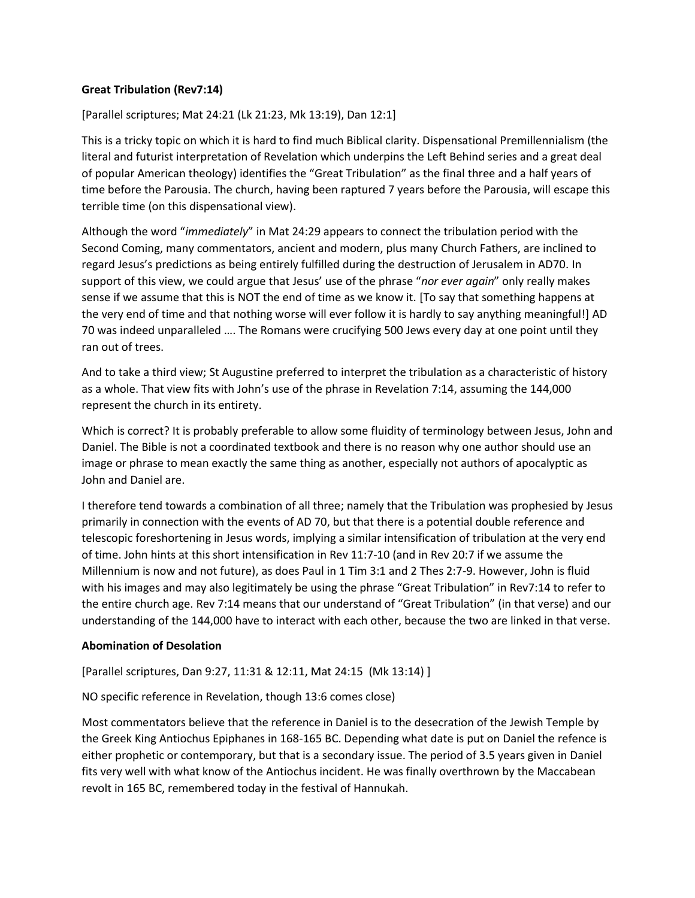**Great Tribulation (Rev7:14)**

[Parallel scriptures; Mat 24:21 (Lk 21:23, Mk 13:19), Dan 12:1]

This is a tricky topic on which it is hard to find much Biblical clarity. Dispensational Premillennialism (the literal and futurist interpretation of Revelation which underpins the Left Behind series and a great deal of popular American theology) identifies the "Great Tribulation" as the final three and a half years of time before the Parousia. The church, having been raptured 7 years before the Parousia, will escape this terrible time (on this dispensational view).

Although the word "*immediately*" in Mat 24:29 appears to connect the tribulation period with the Second Coming, many commentators, ancient and modern, plus many Church Fathers, are inclined to regard Jesus's predictions as being entirely fulfilled during the destruction of Jerusalem in AD70. In support of this view, we could argue that Jesus' use of the phrase "*nor ever again*" only really makes sense if we assume that this is NOT the end of time as we know it. [To say that something happens at the very end of time and that nothing worse will ever follow it is hardly to say anything meaningful!] AD 70 was indeed unparalleled …. The Romans were crucifying 500 Jews every day at one point until they ran out of trees.

And to take a third view; St Augustine preferred to interpret the tribulation as a characteristic of history as a whole. That view fits with John's use of the phrase in Revelation 7:14, assuming the 144,000 represent the church in its entirety.

Which is correct? It is probably preferable to allow some fluidity of terminology between Jesus, John and Daniel. The Bible is not a coordinated textbook and there is no reason why one author should use an image or phrase to mean exactly the same thing as another, especially not authors of apocalyptic as John and Daniel are.

I therefore tend towards a combination of all three; namely that the Tribulation was prophesied by Jesus primarily in connection with the events of AD 70, but that there is a potential double reference and telescopic foreshortening in Jesus words, implying a similar intensification of tribulation at the very end of time. John hints at this short intensification in Rev 11:7-10 (and in Rev 20:7 if we assume the Millennium is now and not future), as does Paul in 1 Tim 3:1 and 2 Thes 2:7-9. However, John is fluid with his images and may also legitimately be using the phrase "Great Tribulation" in Rev7:14 to refer to the entire church age. Rev 7:14 means that our understand of "Great Tribulation" (in that verse) and our understanding of the 144,000 have to interact with each other, because the two are linked in that verse.

**Abomination of Desolation**

[Parallel scriptures, Dan 9:27, 11:31 & 12:11, Mat 24:15 (Mk 13:14) ]

NO specific reference in Revelation, though 13:6 comes close)

Most commentators believe that the reference in Daniel is to the desecration of the Jewish Temple by the Greek King Antiochus Epiphanes in 168-165 BC. Depending what date is put on Daniel the refence is either prophetic or contemporary, but that is a secondary issue. The period of 3.5 years given in Daniel fits very well with what know of the Antiochus incident. He was finally overthrown by the Maccabean revolt in 165 BC, remembered today in the festival of Hannukah.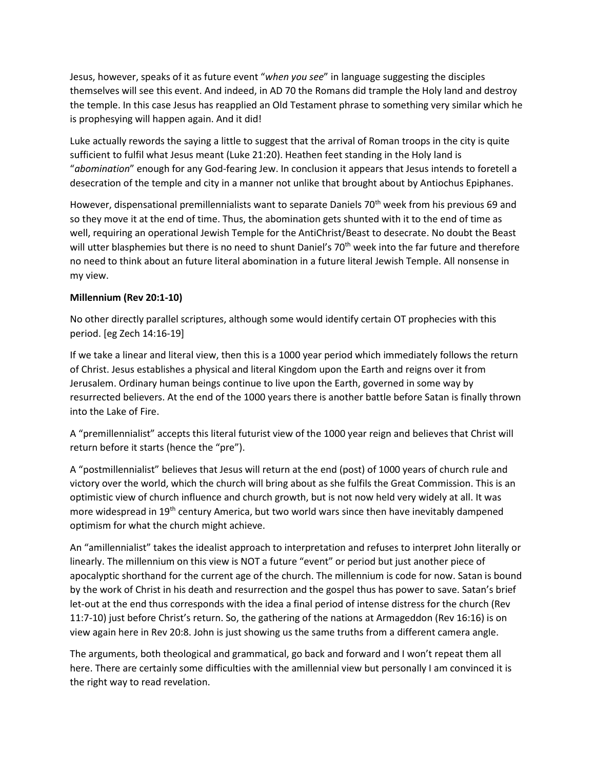Jesus, however, speaks of it as future event "*when you see*" in language suggesting the disciples themselves will see this event. And indeed, in AD 70 the Romans did trample the Holy land and destroy the temple. In this case Jesus has reapplied an Old Testament phrase to something very similar which he is prophesying will happen again. And it did!

Luke actually rewords the saying a little to suggest that the arrival of Roman troops in the city is quite sufficient to fulfil what Jesus meant (Luke 21:20). Heathen feet standing in the Holy land is "*abomination*" enough for any God-fearing Jew. In conclusion it appears that Jesus intends to foretell a desecration of the temple and city in a manner not unlike that brought about by Antiochus Epiphanes.

However, dispensational premillennialists want to separate Daniels 70th week from his previous 69 and so they move it at the end of time. Thus, the abomination gets shunted with it to the end of time as well, requiring an operational Jewish Temple for the AntiChrist/Beast to desecrate. No doubt the Beast will utter blasphemies but there is no need to shunt Daniel's 70th week into the far future and therefore no need to think about an future literal abomination in a future literal Jewish Temple. All nonsense in my view.

**Millennium (Rev 20:1-10)**

No other directly parallel scriptures, although some would identify certain OT prophecies with this period. [eg Zech 14:16-19]

If we take a linear and literal view, then this is a 1000 year period which immediately follows the return of Christ. Jesus establishes a physical and literal Kingdom upon the Earth and reigns over it from Jerusalem. Ordinary human beings continue to live upon the Earth, governed in some way by resurrected believers. At the end of the 1000 years there is another battle before Satan is finally thrown into the Lake of Fire.

A "premillennialist" accepts this literal futurist view of the 1000 year reign and believes that Christ will return before it starts (hence the "pre").

A "postmillennialist" believes that Jesus will return at the end (post) of 1000 years of church rule and victory over the world, which the church will bring about as she fulfils the Great Commission. This is an optimistic view of church influence and church growth, but is not now held very widely at all. It was more widespread in 19th century America, but two world wars since then have inevitably dampened optimism for what the church might achieve.

An "amillennialist" takes the idealist approach to interpretation and refuses to interpret John literally or linearly. The millennium on this view is NOT a future "event" or period but just another piece of apocalyptic shorthand for the current age of the church. The millennium is code for now. Satan is bound by the work of Christ in his death and resurrection and the gospel thus has power to save. Satan's brief let-out at the end thus corresponds with the idea a final period of intense distress for the church (Rev 11:7-10) just before Christ's return. So, the gathering of the nations at Armageddon (Rev 16:16) is on view again here in Rev 20:8. John is just showing us the same truths from a different camera angle.

The arguments, both theological and grammatical, go back and forward and I won't repeat them all here. There are certainly some difficulties with the amillennial view but personally I am convinced it is the right way to read revelation.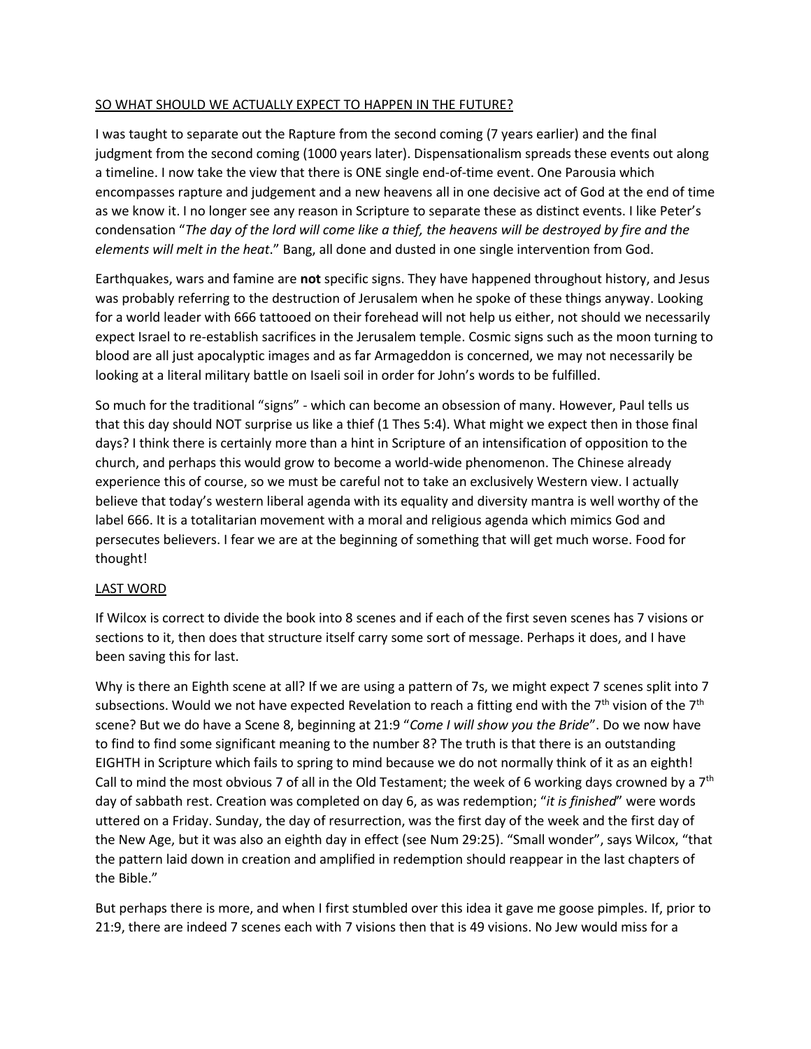SO WHAT SHOULD WE ACTUALLY EXPECT TO HAPPEN IN THE FUTURE?

I was taught to separate out the Rapture from the second coming (7 years earlier) and the final judgment from the second coming (1000 years later). Dispensationalism spreads these events out along a timeline. I now take the view that there is ONE single end-of-time event. One Parousia which encompasses rapture and judgement and a new heavens all in one decisive act of God at the end of time as we know it. I no longer see any reason in Scripture to separate these as distinct events. I like Peter's condensation "*The day of the lord will come like a thief, the heavens will be destroyed by fire and the elements will melt in the heat*." Bang, all done and dusted in one single intervention from God.

Earthquakes, wars and famine are **not** specific signs. They have happened throughout history, and Jesus was probably referring to the destruction of Jerusalem when he spoke of these things anyway. Looking for a world leader with 666 tattooed on their forehead will not help us either, not should we necessarily expect Israel to re-establish sacrifices in the Jerusalem temple. Cosmic signs such as the moon turning to blood are all just apocalyptic images and as far Armageddon is concerned, we may not necessarily be looking at a literal military battle on Isaeli soil in order for John's words to be fulfilled.

So much for the traditional "signs" - which can become an obsession of many. However, Paul tells us that this day should NOT surprise us like a thief (1 Thes 5:4). What might we expect then in those final days? I think there is certainly more than a hint in Scripture of an intensification of opposition to the church, and perhaps this would grow to become a world-wide phenomenon. The Chinese already experience this of course, so we must be careful not to take an exclusively Western view. I actually believe that today's western liberal agenda with its equality and diversity mantra is well worthy of the label 666. It is a totalitarian movement with a moral and religious agenda which mimics God and persecutes believers. I fear we are at the beginning of something that will get much worse. Food for thought!

LAST WORD

If Wilcox is correct to divide the book into 8 scenes and if each of the first seven scenes has 7 visions or sections to it, then does that structure itself carry some sort of message. Perhaps it does, and I have been saving this for last.

Why is there an Eighth scene at all? If we are using a pattern of 7s, we might expect 7 scenes split into 7 subsections. Would we not have expected Revelation to reach a fitting end with the 7th vision of the 7th scene? But we do have a Scene 8, beginning at 21:9 "*Come I will show you the Bride*". Do we now have to find to find some significant meaning to the number 8? The truth is that there is an outstanding EIGHTH in Scripture which fails to spring to mind because we do not normally think of it as an eighth! Call to mind the most obvious 7 of all in the Old Testament; the week of 6 working days crowned by a 7th day of sabbath rest. Creation was completed on day 6, as was redemption; "*it is finished*" were words uttered on a Friday. Sunday, the day of resurrection, was the first day of the week and the first day of the New Age, but it was also an eighth day in effect (see Num 29:25). "Small wonder", says Wilcox, "that the pattern laid down in creation and amplified in redemption should reappear in the last chapters of the Bible."

But perhaps there is more, and when I first stumbled over this idea it gave me goose pimples. If, prior to 21:9, there are indeed 7 scenes each with 7 visions then that is 49 visions. No Jew would miss for a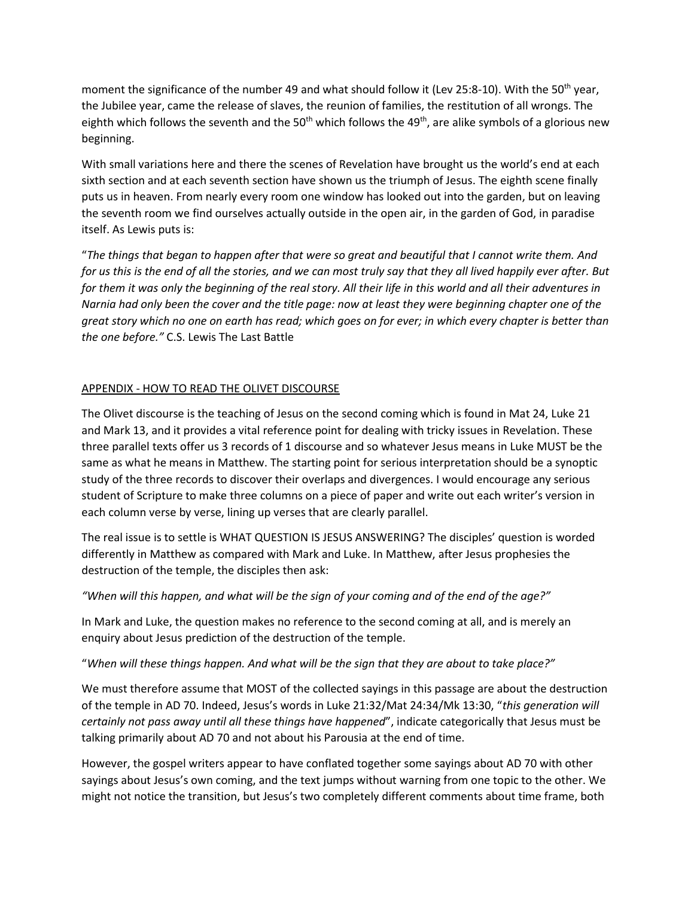moment the significance of the number 49 and what should follow it (Lev 25:8-10). With the 50th year, the Jubilee year, came the release of slaves, the reunion of families, the restitution of all wrongs. The eighth which follows the seventh and the 50th which follows the 49th, are alike symbols of a glorious new beginning.

With small variations here and there the scenes of Revelation have brought us the world's end at each sixth section and at each seventh section have shown us the triumph of Jesus. The eighth scene finally puts us in heaven. From nearly every room one window has looked out into the garden, but on leaving the seventh room we find ourselves actually outside in the open air, in the garden of God, in paradise itself. As Lewis puts is:

"*The things that began to happen after that were so great and beautiful that I cannot write them. And for us this is the end of all the stories, and we can most truly say that they all lived happily ever after. But for them it was only the beginning of the real story. All their life in this world and all their adventures in Narnia had only been the cover and the title page: now at least they were beginning chapter one of the great story which no one on earth has read; which goes on for ever; in which every chapter is better than the one before."* C.S. Lewis The Last Battle

## APPENDIX - HOW TO READ THE OLIVET DISCOURSE

The Olivet discourse is the teaching of Jesus on the second coming which is found in Mat 24, Luke 21 and Mark 13, and it provides a vital reference point for dealing with tricky issues in Revelation. These three parallel texts offer us 3 records of 1 discourse and so whatever Jesus means in Luke MUST be the same as what he means in Matthew. The starting point for serious interpretation should be a synoptic study of the three records to discover their overlaps and divergences. I would encourage any serious student of Scripture to make three columns on a piece of paper and write out each writer's version in each column verse by verse, lining up verses that are clearly parallel.

The real issue is to settle is WHAT QUESTION IS JESUS ANSWERING? The disciples' question is worded differently in Matthew as compared with Mark and Luke. In Matthew, after Jesus prophesies the destruction of the temple, the disciples then ask:

*"When will this happen, and what will be the sign of your coming and of the end of the age?"*

In Mark and Luke, the question makes no reference to the second coming at all, and is merely an enquiry about Jesus prediction of the destruction of the temple.

"*When will these things happen. And what will be the sign that they are about to take place?"*

We must therefore assume that MOST of the collected sayings in this passage are about the destruction of the temple in AD 70. Indeed, Jesus's words in Luke 21:32/Mat 24:34/Mk 13:30, "*this generation will certainly not pass away until all these things have happened*", indicate categorically that Jesus must be talking primarily about AD 70 and not about his Parousia at the end of time.

However, the gospel writers appear to have conflated together some sayings about AD 70 with other sayings about Jesus's own coming, and the text jumps without warning from one topic to the other. We might not notice the transition, but Jesus's two completely different comments about time frame, both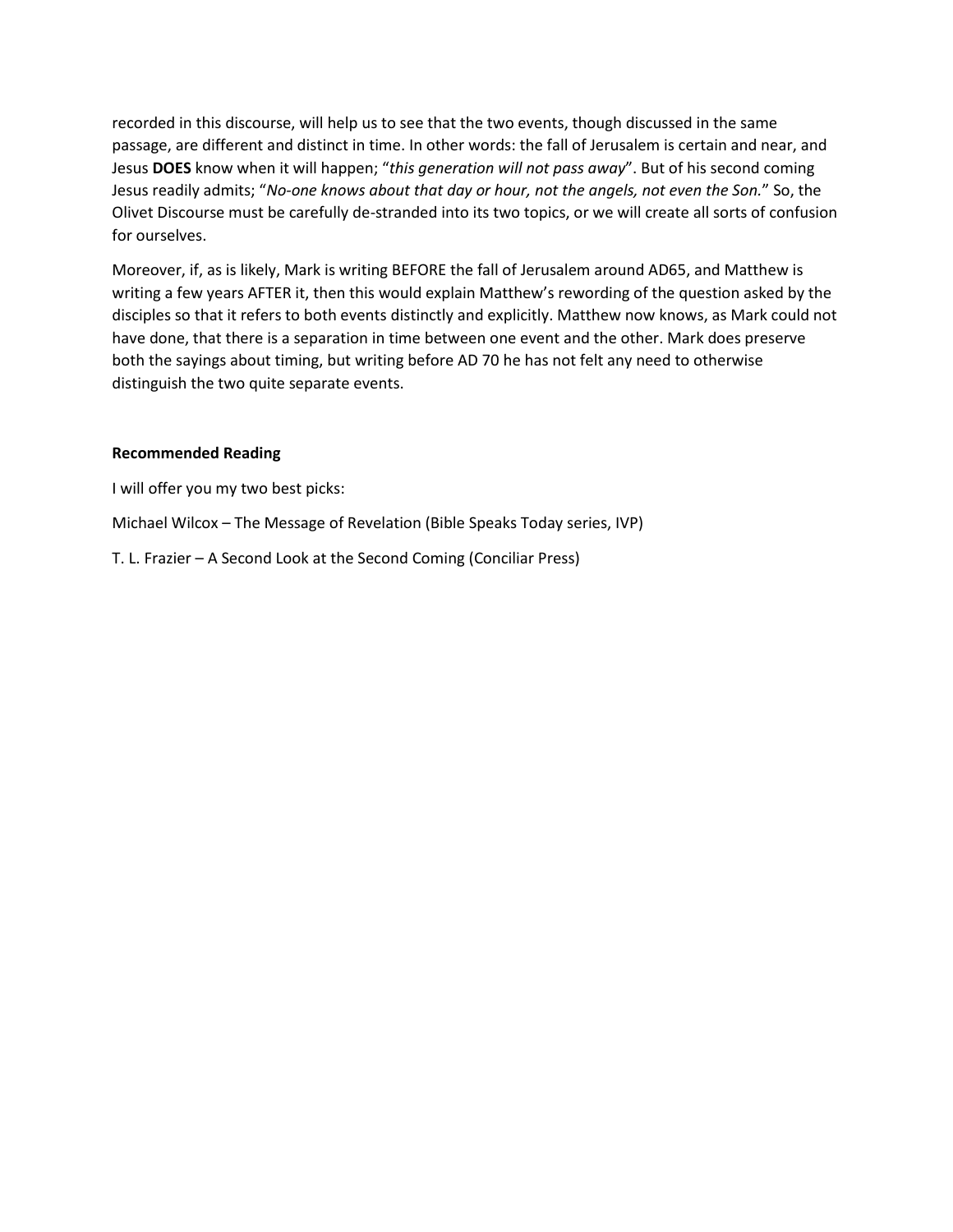recorded in this discourse, will help us to see that the two events, though discussed in the same passage, are different and distinct in time. In other words: the fall of Jerusalem is certain and near, and Jesus **DOES** know when it will happen; "*this generation will not pass away*". But of his second coming Jesus readily admits; "*No-one knows about that day or hour, not the angels, not even the Son.*" So, the Olivet Discourse must be carefully de-stranded into its two topics, or we will create all sorts of confusion for ourselves.

Moreover, if, as is likely, Mark is writing BEFORE the fall of Jerusalem around AD65, and Matthew is writing a few years AFTER it, then this would explain Matthew's rewording of the question asked by the disciples so that it refers to both events distinctly and explicitly. Matthew now knows, as Mark could not have done, that there is a separation in time between one event and the other. Mark does preserve both the sayings about timing, but writing before AD 70 he has not felt any need to otherwise distinguish the two quite separate events.

**Recommended Reading**

I will offer you my two best picks:

Michael Wilcox – The Message of Revelation (Bible Speaks Today series, IVP)

T. L. Frazier – A Second Look at the Second Coming (Conciliar Press)